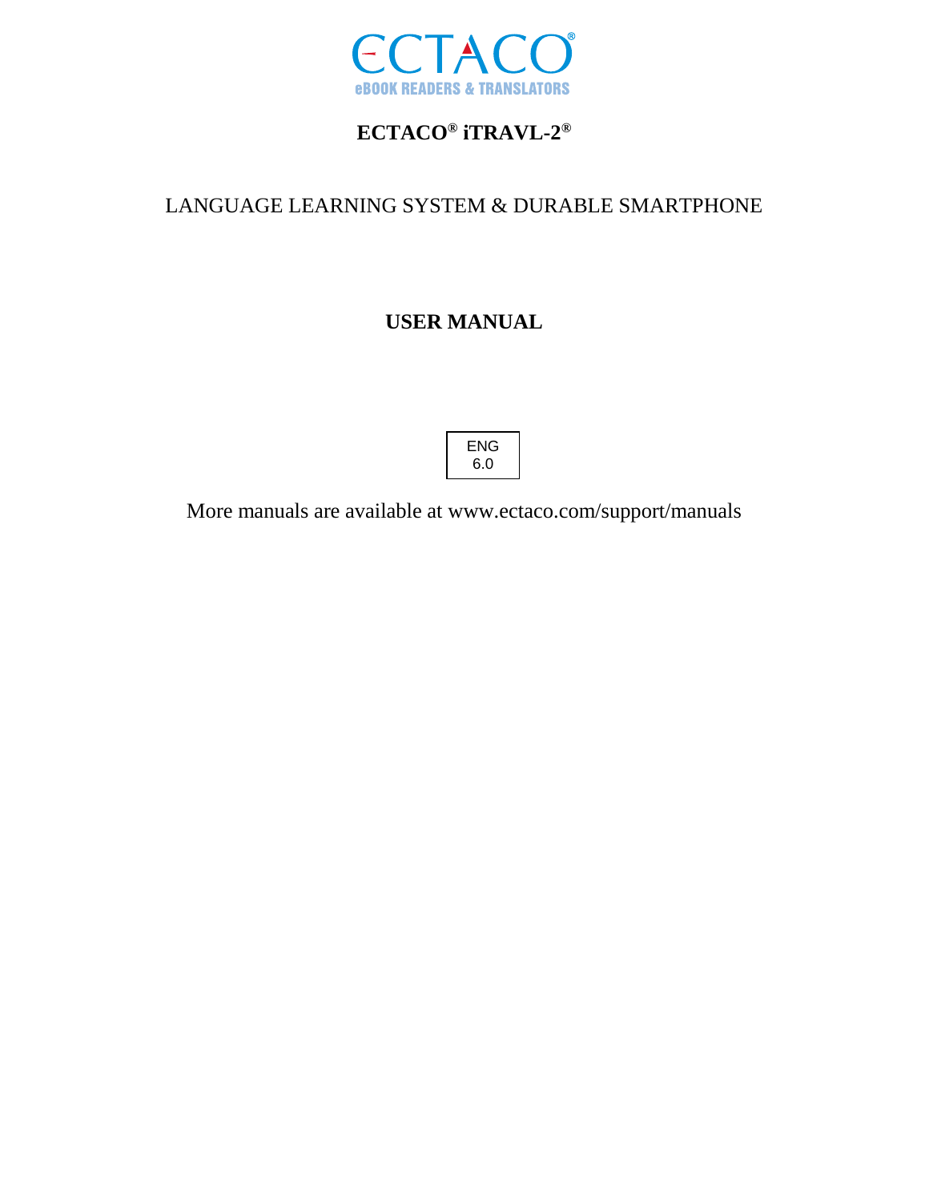ECTACO®

eBOOK READERS & TRANSLATORS

# ECTACO® iTRAVL-2®

LANGUAGE LEARNING SYSTEM & DURABLE SMARTPHONE

## USER MANUAL

ENG
6.0

More manuals are available at www.ectaco.com/support/manuals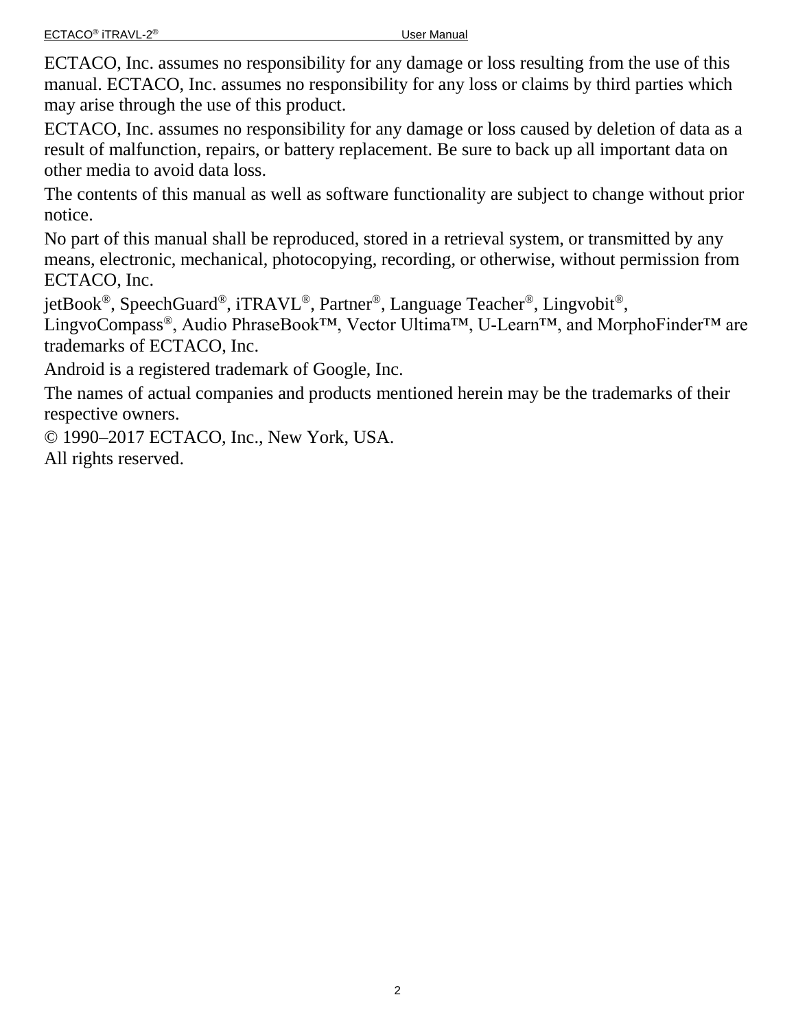ECTACO, Inc. assumes no responsibility for any damage or loss resulting from the use of this manual. ECTACO, Inc. assumes no responsibility for any loss or claims by third parties which may arise through the use of this product.

ECTACO, Inc. assumes no responsibility for any damage or loss caused by deletion of data as a result of malfunction, repairs, or battery replacement. Be sure to back up all important data on other media to avoid data loss.

The contents of this manual as well as software functionality are subject to change without prior notice.

No part of this manual shall be reproduced, stored in a retrieval system, or transmitted by any means, electronic, mechanical, photocopying, recording, or otherwise, without permission from ECTACO, Inc.

jetBook®, SpeechGuard®, iTRAVL®, Partner®, Language Teacher®, Lingvobit®, LingvoCompass®, Audio PhraseBook™, Vector Ultima™, U-Learn™, and MorphoFinder™ are trademarks of ECTACO, Inc.

Android is a registered trademark of Google, Inc.

The names of actual companies and products mentioned herein may be the trademarks of their respective owners.

© 1990–2017 ECTACO, Inc., New York, USA.
All rights reserved.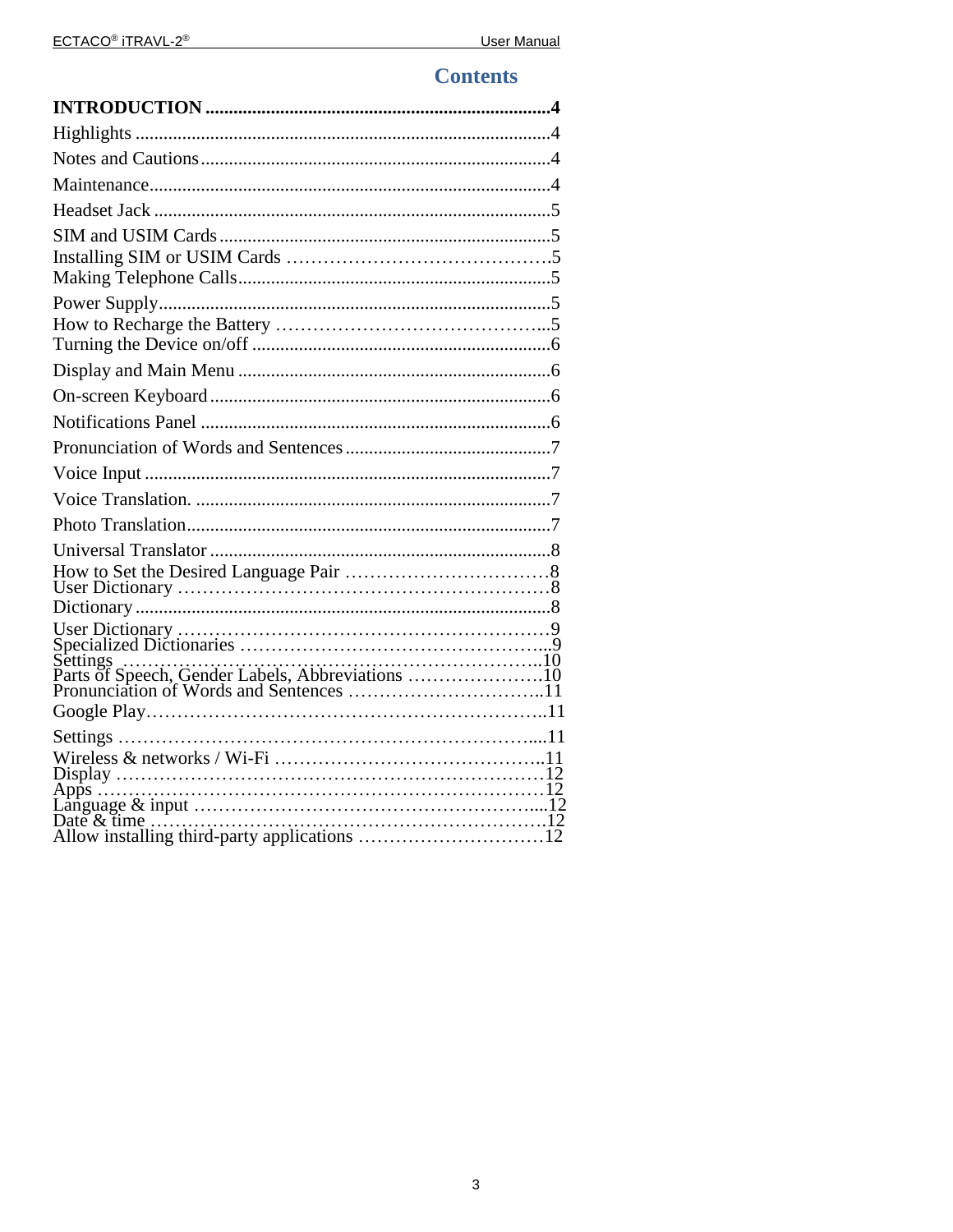# Contents

**INTRODUCTION .......................................................................... 4**

Highlights ......................................................................................... 4

Notes and Cautions ........................................................................... 4

Maintenance ...................................................................................... 4

Headset Jack ..................................................................................... 5

SIM and USIM Cards ........................................................................ 5

Installing SIM or USIM Cards ........................................................... 5

Making Telephone Calls ................................................................... 5

Power Supply .................................................................................... 5

How to Recharge the Battery ............................................................ 5

Turning the Device on/off ................................................................. 6

Display and Main Menu .................................................................... 6

On-screen Keyboard .......................................................................... 6

Notifications Panel ............................................................................ 6

Pronunciation of Words and Sentences ............................................. 7

Voice Input ........................................................................................ 7

Voice Translation. ............................................................................. 7

Photo Translation .............................................................................. 7

Universal Translator .......................................................................... 8

How to Set the Desired Language Pair ............................................. 8

User Dictionary ................................................................................. 8

Dictionary .......................................................................................... 8

User Dictionary ................................................................................. 9

Specialized Dictionaries .................................................................... 9

Settings ............................................................................................ 10

Parts of Speech, Gender Labels, Abbreviations .............................. 10

Pronunciation of Words and Sentences ........................................... 11

Google Play ..................................................................................... 11

Settings ........................................................................................... 11

Wireless & networks / Wi-Fi .......................................................... 11

Display ............................................................................................ 12

Apps ................................................................................................ 12

Language & input ............................................................................ 12

Date & time ..................................................................................... 12

Allow installing third-party applications ........................................ 12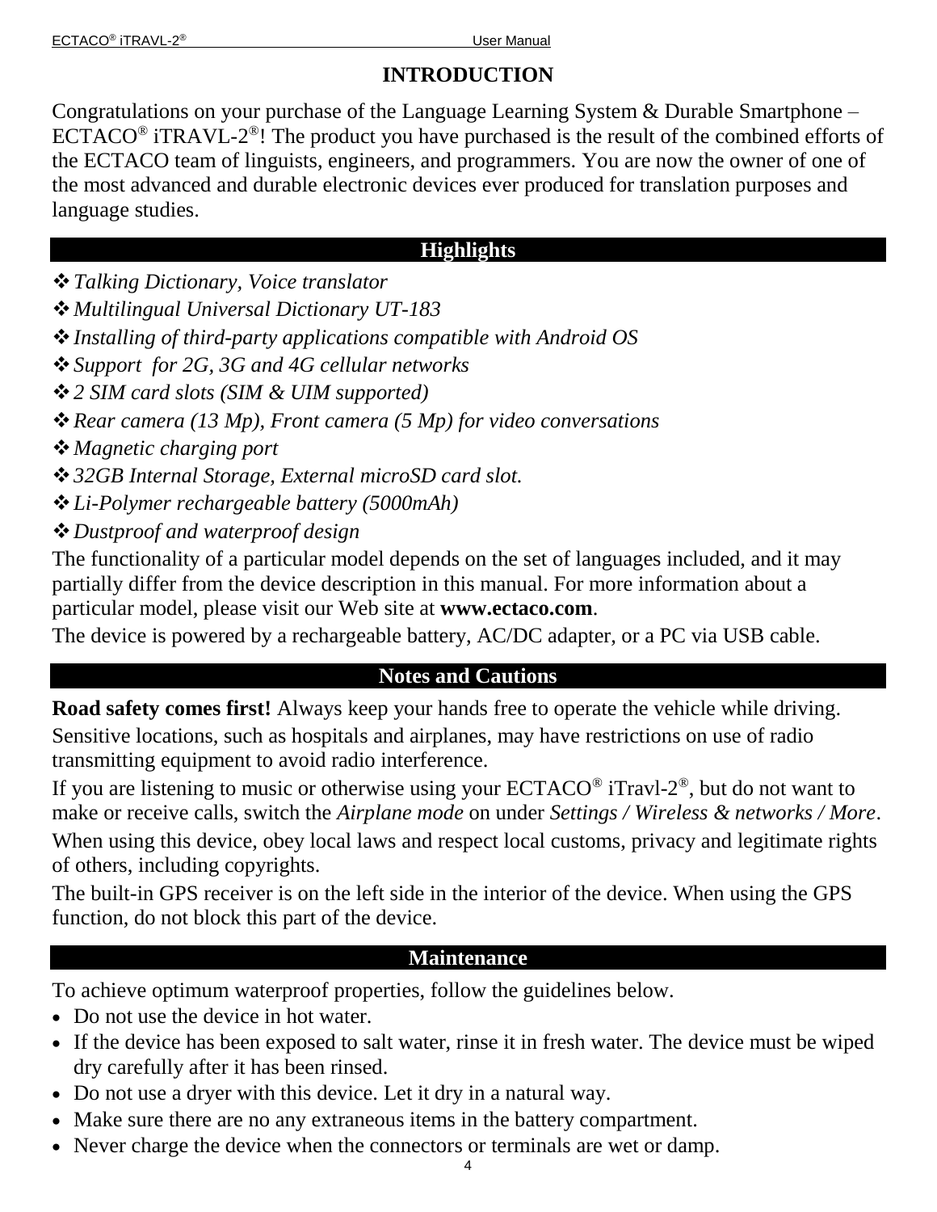# INTRODUCTION

Congratulations on your purchase of the Language Learning System & Durable Smartphone – ECTACO® iTRAVL-2®! The product you have purchased is the result of the combined efforts of the ECTACO team of linguists, engineers, and programmers. You are now the owner of one of the most advanced and durable electronic devices ever produced for translation purposes and language studies.

## Highlights

- *Talking Dictionary, Voice translator*
- *Multilingual Universal Dictionary UT-183*
- *Installing of third-party applications compatible with Android OS*
- *Support for 2G, 3G and 4G cellular networks*
- *2 SIM card slots (SIM & UIM supported)*
- *Rear camera (13 Mp), Front camera (5 Mp) for video conversations*
- *Magnetic charging port*
- *32GB Internal Storage, External microSD card slot.*
- *Li-Polymer rechargeable battery (5000mAh)*
- *Dustproof and waterproof design*

The functionality of a particular model depends on the set of languages included, and it may partially differ from the device description in this manual. For more information about a particular model, please visit our Web site at **www.ectaco.com**.

The device is powered by a rechargeable battery, AC/DC adapter, or a PC via USB cable.

## Notes and Cautions

**Road safety comes first!** Always keep your hands free to operate the vehicle while driving.

Sensitive locations, such as hospitals and airplanes, may have restrictions on use of radio transmitting equipment to avoid radio interference.

If you are listening to music or otherwise using your ECTACO® iTravl-2®, but do not want to make or receive calls, switch the *Airplane mode* on under *Settings / Wireless & networks / More*.

When using this device, obey local laws and respect local customs, privacy and legitimate rights of others, including copyrights.

The built-in GPS receiver is on the left side in the interior of the device. When using the GPS function, do not block this part of the device.

## Maintenance

To achieve optimum waterproof properties, follow the guidelines below.

- Do not use the device in hot water.
- If the device has been exposed to salt water, rinse it in fresh water. The device must be wiped dry carefully after it has been rinsed.
- Do not use a dryer with this device. Let it dry in a natural way.
- Make sure there are no any extraneous items in the battery compartment.
- Never charge the device when the connectors or terminals are wet or damp.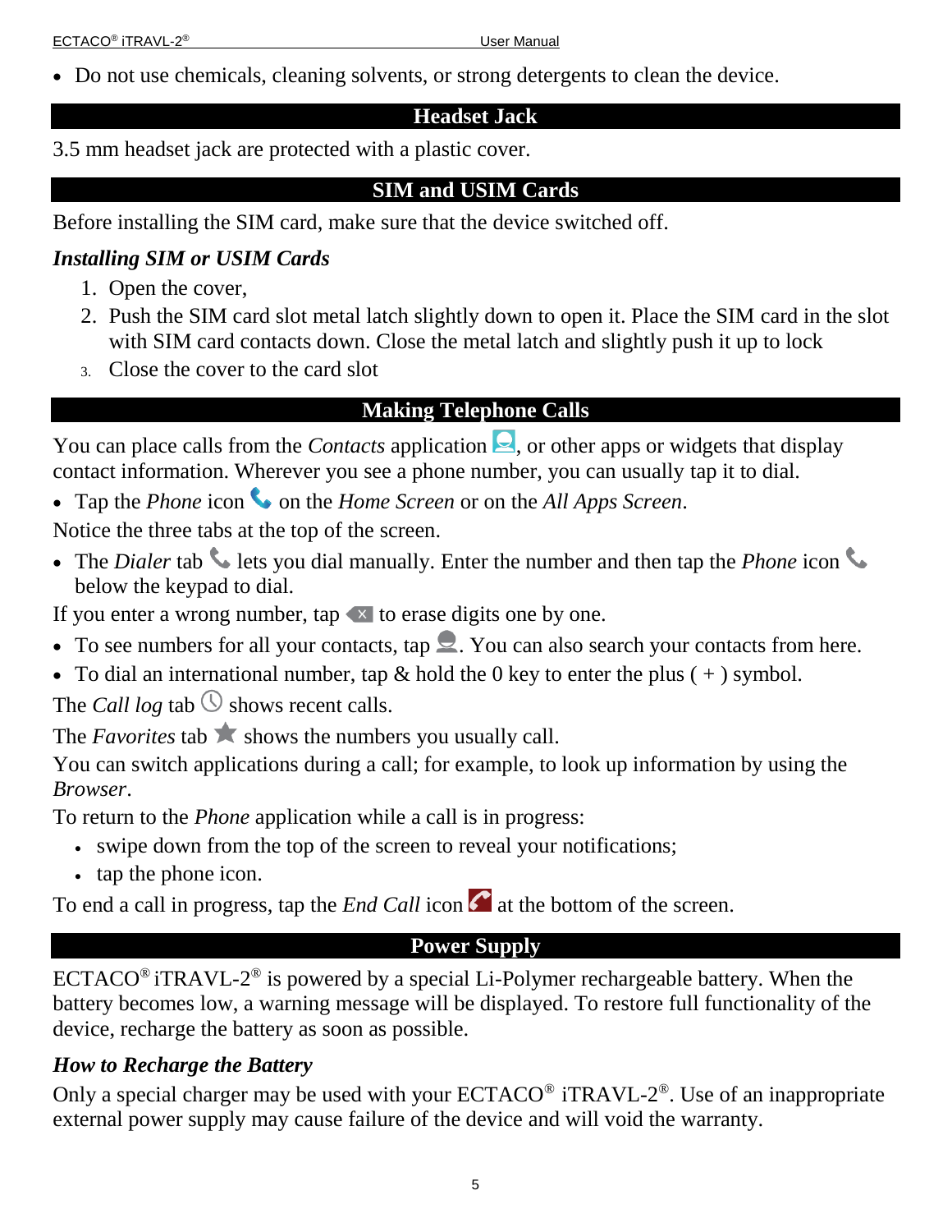- Do not use chemicals, cleaning solvents, or strong detergents to clean the device.

## Headset Jack

3.5 mm headset jack are protected with a plastic cover.

## SIM and USIM Cards

Before installing the SIM card, make sure that the device switched off.

### *Installing SIM or USIM Cards*

1. Open the cover,
2. Push the SIM card slot metal latch slightly down to open it. Place the SIM card in the slot with SIM card contacts down. Close the metal latch and slightly push it up to lock
3. Close the cover to the card slot

## Making Telephone Calls

You can place calls from the *Contacts* application, or other apps or widgets that display contact information. Wherever you see a phone number, you can usually tap it to dial.

- Tap the *Phone* icon on the *Home Screen* or on the *All Apps Screen*.

Notice the three tabs at the top of the screen.

- The *Dialer* tab lets you dial manually. Enter the number and then tap the *Phone* icon below the keypad to dial.

If you enter a wrong number, tap to erase digits one by one.

- To see numbers for all your contacts, tap. You can also search your contacts from here.
- To dial an international number, tap & hold the 0 key to enter the plus ( + ) symbol.

The *Call log* tab shows recent calls.

The *Favorites* tab shows the numbers you usually call.

You can switch applications during a call; for example, to look up information by using the *Browser*.

To return to the *Phone* application while a call is in progress:

- swipe down from the top of the screen to reveal your notifications;
- tap the phone icon.

To end a call in progress, tap the *End Call* icon at the bottom of the screen.

## Power Supply

ECTACO® iTRAVL-2® is powered by a special Li-Polymer rechargeable battery. When the battery becomes low, a warning message will be displayed. To restore full functionality of the device, recharge the battery as soon as possible.

### *How to Recharge the Battery*

Only a special charger may be used with your ECTACO® iTRAVL-2®. Use of an inappropriate external power supply may cause failure of the device and will void the warranty.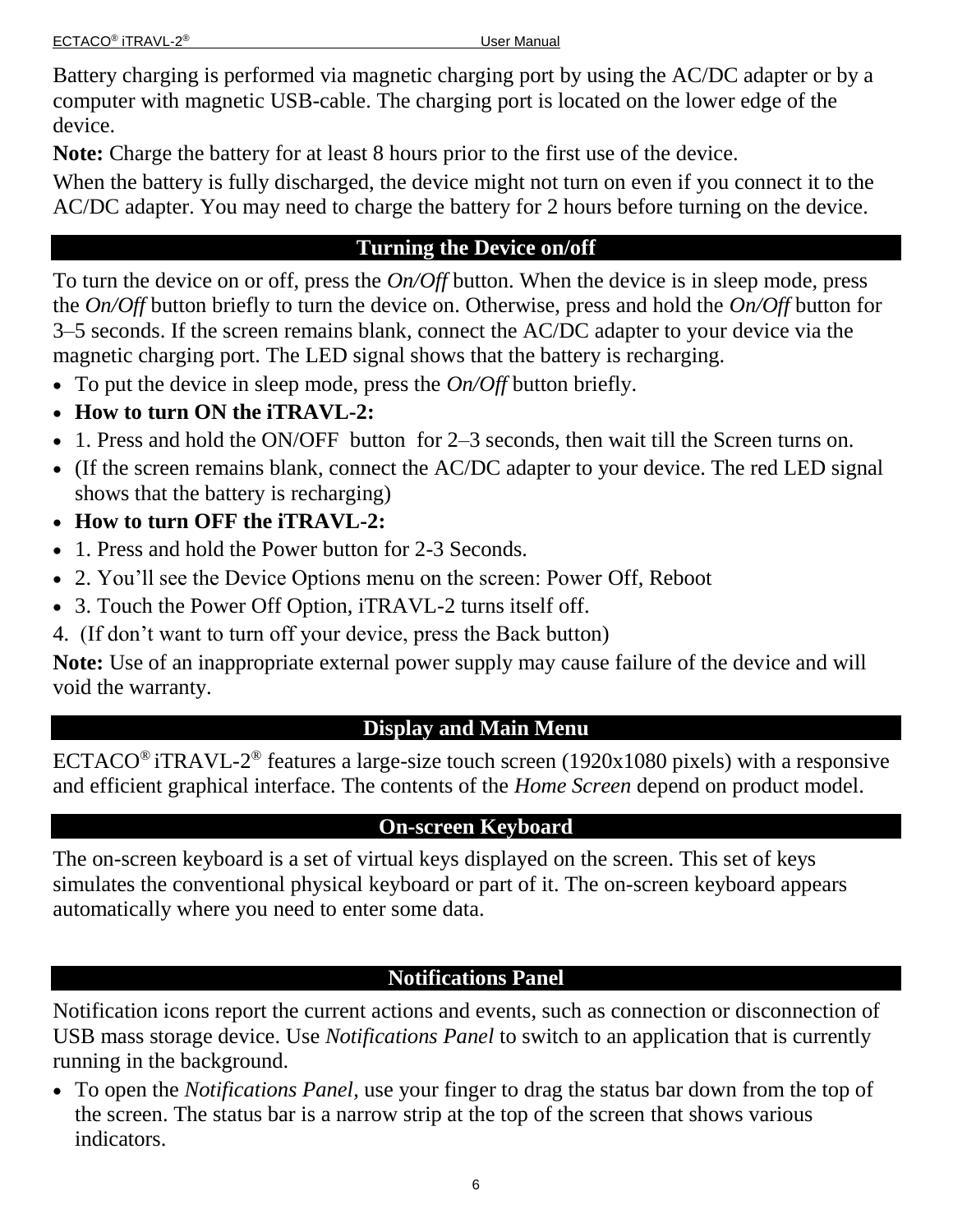Battery charging is performed via magnetic charging port by using the AC/DC adapter or by a computer with magnetic USB-cable. The charging port is located on the lower edge of the device.

**Note:** Charge the battery for at least 8 hours prior to the first use of the device.

When the battery is fully discharged, the device might not turn on even if you connect it to the AC/DC adapter. You may need to charge the battery for 2 hours before turning on the device.

## Turning the Device on/off

To turn the device on or off, press the *On/Off* button. When the device is in sleep mode, press the *On/Off* button briefly to turn the device on. Otherwise, press and hold the *On/Off* button for 3–5 seconds. If the screen remains blank, connect the AC/DC adapter to your device via the magnetic charging port. The LED signal shows that the battery is recharging.

- To put the device in sleep mode, press the *On/Off* button briefly.
- **How to turn ON the iTRAVL-2:**
- 1. Press and hold the ON/OFF button for 2–3 seconds, then wait till the Screen turns on.
- (If the screen remains blank, connect the AC/DC adapter to your device. The red LED signal shows that the battery is recharging)
- **How to turn OFF the iTRAVL-2:**
- 1. Press and hold the Power button for 2-3 Seconds.
- 2. You'll see the Device Options menu on the screen: Power Off, Reboot
- 3. Touch the Power Off Option, iTRAVL-2 turns itself off.

4. (If don't want to turn off your device, press the Back button)

**Note:** Use of an inappropriate external power supply may cause failure of the device and will void the warranty.

## Display and Main Menu

ECTACO® iTRAVL-2® features a large-size touch screen (1920x1080 pixels) with a responsive and efficient graphical interface. The contents of the *Home Screen* depend on product model.

## On-screen Keyboard

The on-screen keyboard is a set of virtual keys displayed on the screen. This set of keys simulates the conventional physical keyboard or part of it. The on-screen keyboard appears automatically where you need to enter some data.

## Notifications Panel

Notification icons report the current actions and events, such as connection or disconnection of USB mass storage device. Use *Notifications Panel* to switch to an application that is currently running in the background.

- To open the *Notifications Panel*, use your finger to drag the status bar down from the top of the screen. The status bar is a narrow strip at the top of the screen that shows various indicators.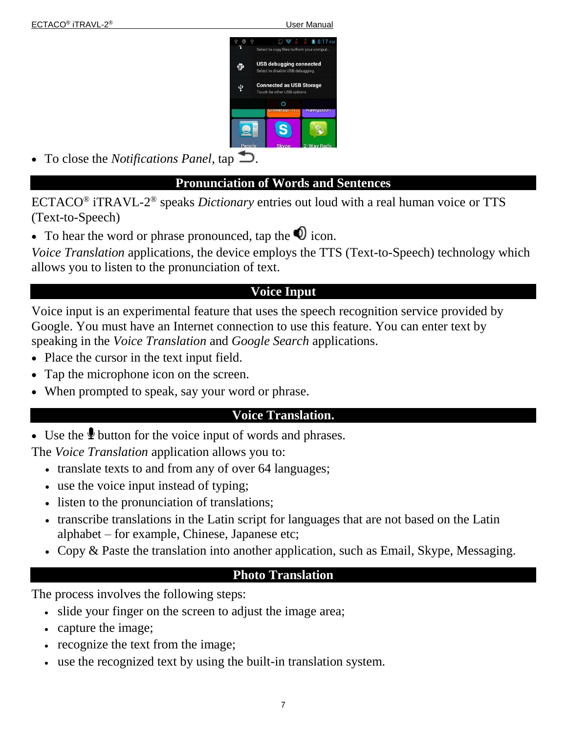- To close the *Notifications Panel*, tap ⮌.

## Pronunciation of Words and Sentences

ECTACO® iTRAVL-2® speaks *Dictionary* entries out loud with a real human voice or TTS (Text-to-Speech)

- To hear the word or phrase pronounced, tap the 🔊 icon.

*Voice Translation* applications, the device employs the TTS (Text-to-Speech) technology which allows you to listen to the pronunciation of text.

## Voice Input

Voice input is an experimental feature that uses the speech recognition service provided by Google. You must have an Internet connection to use this feature. You can enter text by speaking in the *Voice Translation* and *Google Search* applications.

- Place the cursor in the text input field.
- Tap the microphone icon on the screen.
- When prompted to speak, say your word or phrase.

## Voice Translation.

- Use the 🎤 button for the voice input of words and phrases.

The *Voice Translation* application allows you to:

- translate texts to and from any of over 64 languages;
- use the voice input instead of typing;
- listen to the pronunciation of translations;
- transcribe translations in the Latin script for languages that are not based on the Latin alphabet – for example, Chinese, Japanese etc;
- Copy & Paste the translation into another application, such as Email, Skype, Messaging.

## Photo Translation

The process involves the following steps:

- slide your finger on the screen to adjust the image area;
- capture the image;
- recognize the text from the image;
- use the recognized text by using the built-in translation system.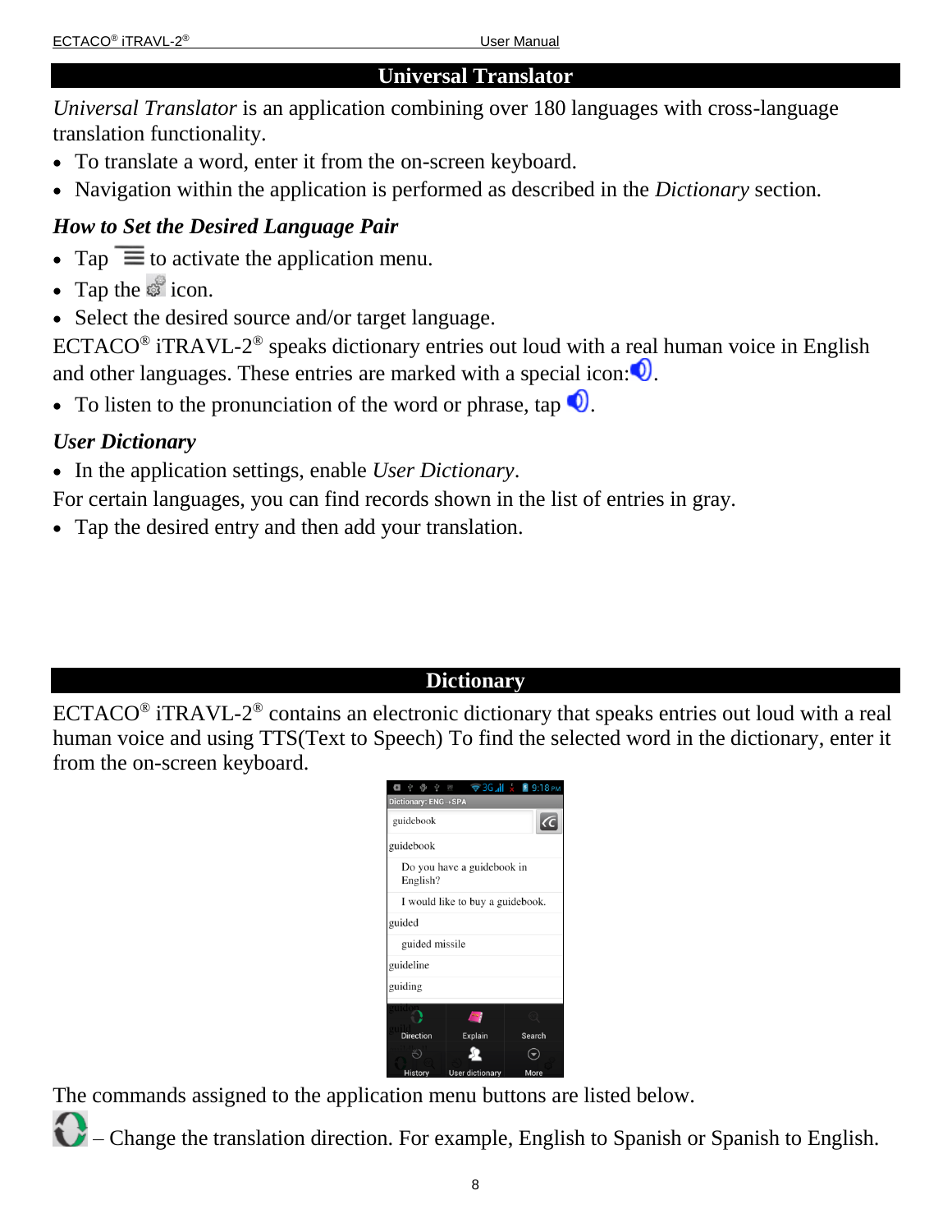## Universal Translator

*Universal Translator* is an application combining over 180 languages with cross-language translation functionality.

- To translate a word, enter it from the on-screen keyboard.
- Navigation within the application is performed as described in the *Dictionary* section.

### *How to Set the Desired Language Pair*

- Tap to activate the application menu.
- Tap the icon.
- Select the desired source and/or target language.

ECTACO® iTRAVL-2® speaks dictionary entries out loud with a real human voice in English and other languages. These entries are marked with a special icon: .

- To listen to the pronunciation of the word or phrase, tap .

### *User Dictionary*

- In the application settings, enable *User Dictionary*.

For certain languages, you can find records shown in the list of entries in gray.

- Tap the desired entry and then add your translation.

## Dictionary

ECTACO® iTRAVL-2® contains an electronic dictionary that speaks entries out loud with a real human voice and using TTS(Text to Speech) To find the selected word in the dictionary, enter it from the on-screen keyboard.

The commands assigned to the application menu buttons are listed below.

– Change the translation direction. For example, English to Spanish or Spanish to English.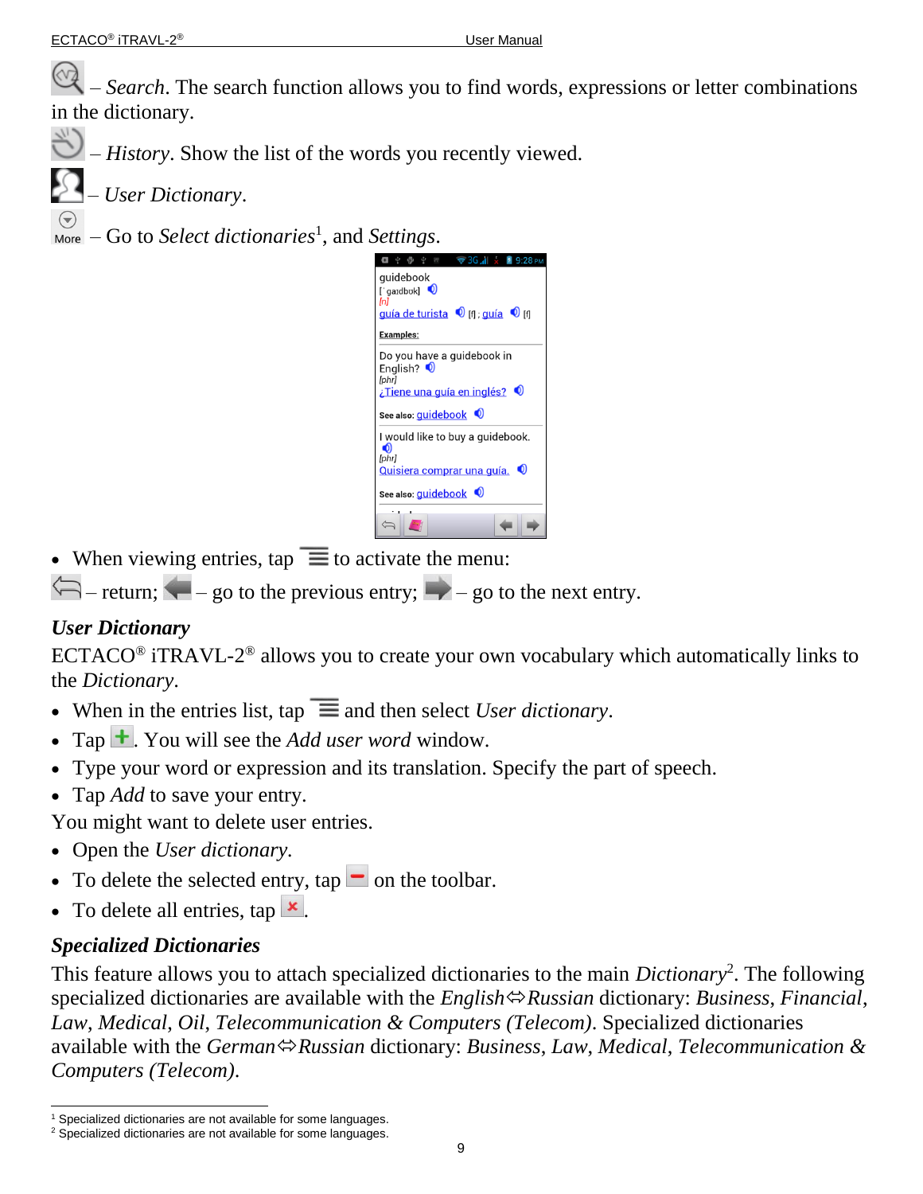– *Search*. The search function allows you to find words, expressions or letter combinations in the dictionary.

– *History*. Show the list of the words you recently viewed.

– *User Dictionary*.

More – Go to *Select dictionaries*[1], and *Settings*.

- When viewing entries, tap to activate the menu:

– return; – go to the previous entry; – go to the next entry.

## *User Dictionary*

ECTACO® iTRAVL-2® allows you to create your own vocabulary which automatically links to the *Dictionary*.

- When in the entries list, tap and then select *User dictionary*.
- Tap . You will see the *Add user word* window.
- Type your word or expression and its translation. Specify the part of speech.
- Tap *Add* to save your entry.

You might want to delete user entries.

- Open the *User dictionary*.
- To delete the selected entry, tap on the toolbar.
- To delete all entries, tap .

## *Specialized Dictionaries*

This feature allows you to attach specialized dictionaries to the main *Dictionary*[2]. The following specialized dictionaries are available with the *English*⇔*Russian* dictionary: *Business*, *Financial*, *Law*, *Medical*, *Oil*, *Telecommunication & Computers (Telecom)*. Specialized dictionaries available with the *German*⇔*Russian* dictionary: *Business*, *Law*, *Medical*, *Telecommunication & Computers (Telecom)*.

[1] Specialized dictionaries are not available for some languages.
[2] Specialized dictionaries are not available for some languages.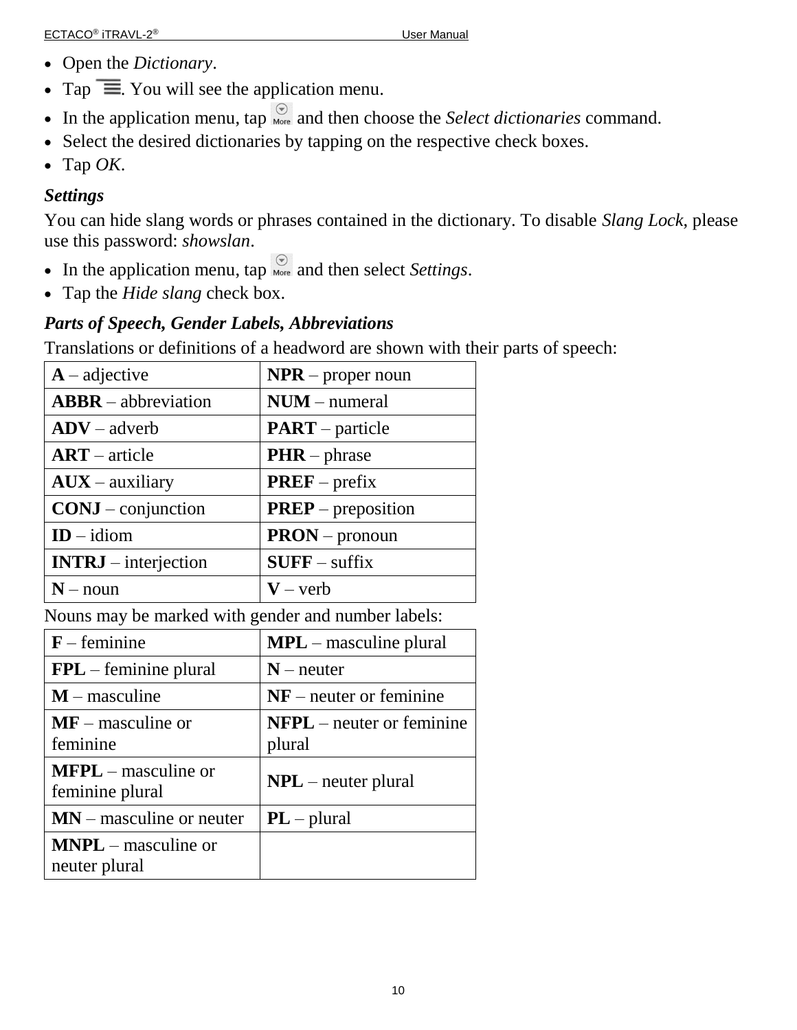- Open the *Dictionary*.
- Tap . You will see the application menu.
- In the application menu, tap More and then choose the *Select dictionaries* command.
- Select the desired dictionaries by tapping on the respective check boxes.
- Tap *OK*.

### *Settings*

You can hide slang words or phrases contained in the dictionary. To disable *Slang Lock*, please use this password: *showslan*.

- In the application menu, tap More and then select *Settings*.
- Tap the *Hide slang* check box.

### *Parts of Speech, Gender Labels, Abbreviations*

Translations or definitions of a headword are shown with their parts of speech:

| | |
|---|---|
| **A** – adjective | **NPR** – proper noun |
| **ABBR** – abbreviation | **NUM** – numeral |
| **ADV** – adverb | **PART** – particle |
| **ART** – article | **PHR** – phrase |
| **AUX** – auxiliary | **PREF** – prefix |
| **CONJ** – conjunction | **PREP** – preposition |
| **ID** – idiom | **PRON** – pronoun |
| **INTRJ** – interjection | **SUFF** – suffix |
| **N** – noun | **V** – verb |

Nouns may be marked with gender and number labels:

| | |
|---|---|
| **F** – feminine | **MPL** – masculine plural |
| **FPL** – feminine plural | **N** – neuter |
| **M** – masculine | **NF** – neuter or feminine |
| **MF** – masculine or feminine | **NFPL** – neuter or feminine plural |
| **MFPL** – masculine or feminine plural | **NPL** – neuter plural |
| **MN** – masculine or neuter | **PL** – plural |
| **MNPL** – masculine or neuter plural | |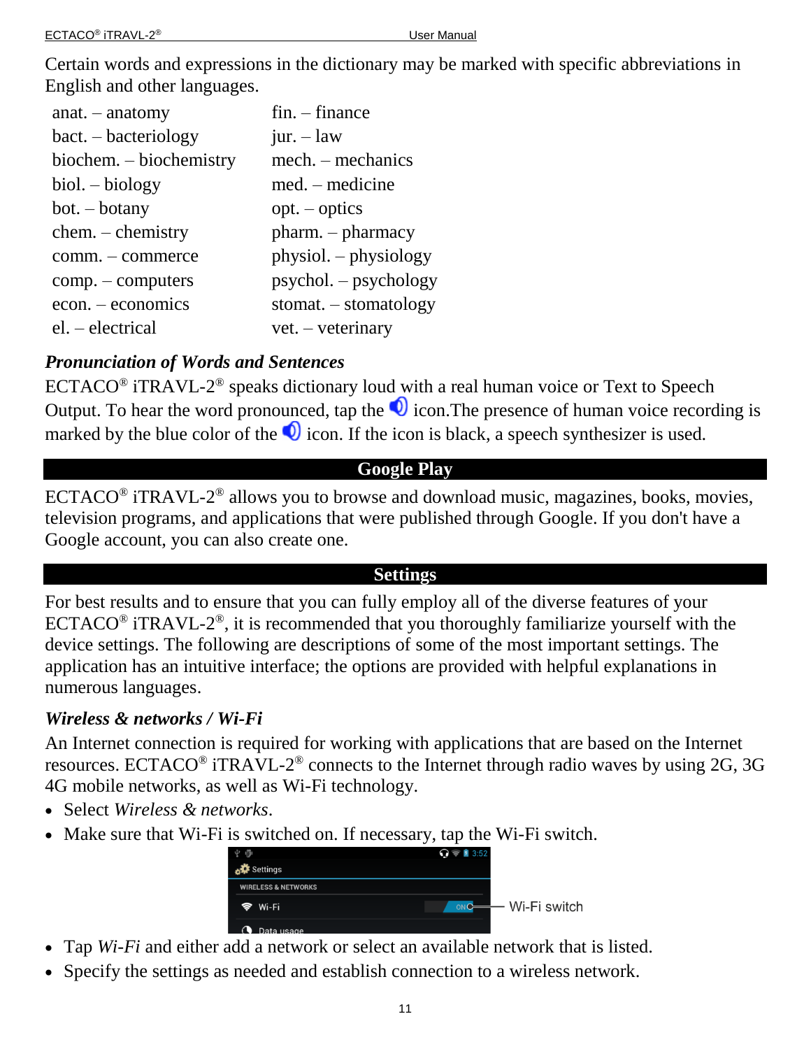Certain words and expressions in the dictionary may be marked with specific abbreviations in English and other languages.

| | |
|---|---|
| anat. – anatomy | fin. – finance |
| bact. – bacteriology | jur. – law |
| biochem. – biochemistry | mech. – mechanics |
| biol. – biology | med. – medicine |
| bot. – botany | opt. – optics |
| chem. – chemistry | pharm. – pharmacy |
| comm. – commerce | physiol. – physiology |
| comp. – computers | psychol. – psychology |
| econ. – economics | stomat. – stomatology |
| el. – electrical | vet. – veterinary |

### *Pronunciation of Words and Sentences*

ECTACO® iTRAVL-2® speaks dictionary loud with a real human voice or Text to Speech Output. To hear the word pronounced, tap the 🔊 icon.The presence of human voice recording is marked by the blue color of the 🔊 icon. If the icon is black, a speech synthesizer is used.

## Google Play

ECTACO® iTRAVL-2® allows you to browse and download music, magazines, books, movies, television programs, and applications that were published through Google. If you don't have a Google account, you can also create one.

## Settings

For best results and to ensure that you can fully employ all of the diverse features of your ECTACO® iTRAVL-2®, it is recommended that you thoroughly familiarize yourself with the device settings. The following are descriptions of some of the most important settings. The application has an intuitive interface; the options are provided with helpful explanations in numerous languages.

### *Wireless & networks / Wi-Fi*

An Internet connection is required for working with applications that are based on the Internet resources. ECTACO® iTRAVL-2® connects to the Internet through radio waves by using 2G, 3G 4G mobile networks, as well as Wi-Fi technology.

- Select *Wireless & networks*.
- Make sure that Wi-Fi is switched on. If necessary, tap the Wi-Fi switch.

Wi-Fi switch

- Tap *Wi-Fi* and either add a network or select an available network that is listed.
- Specify the settings as needed and establish connection to a wireless network.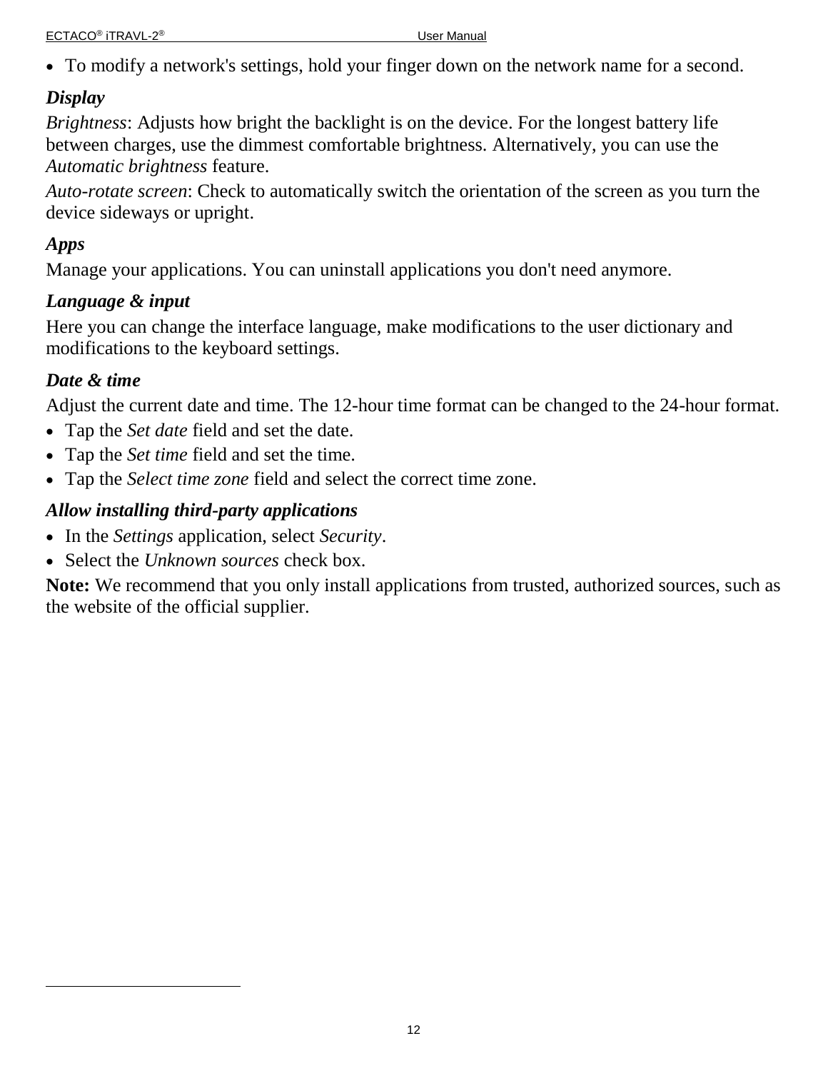- To modify a network's settings, hold your finger down on the network name for a second.

***Display***

*Brightness*: Adjusts how bright the backlight is on the device. For the longest battery life between charges, use the dimmest comfortable brightness. Alternatively, you can use the *Automatic brightness* feature.

*Auto-rotate screen*: Check to automatically switch the orientation of the screen as you turn the device sideways or upright.

***Apps***

Manage your applications. You can uninstall applications you don't need anymore.

***Language & input***

Here you can change the interface language, make modifications to the user dictionary and modifications to the keyboard settings.

***Date & time***

Adjust the current date and time. The 12-hour time format can be changed to the 24-hour format.

- Tap the *Set date* field and set the date.
- Tap the *Set time* field and set the time.
- Tap the *Select time zone* field and select the correct time zone.

***Allow installing third-party applications***

- In the *Settings* application, select *Security*.
- Select the *Unknown sources* check box.

**Note:** We recommend that you only install applications from trusted, authorized sources, such as the website of the official supplier.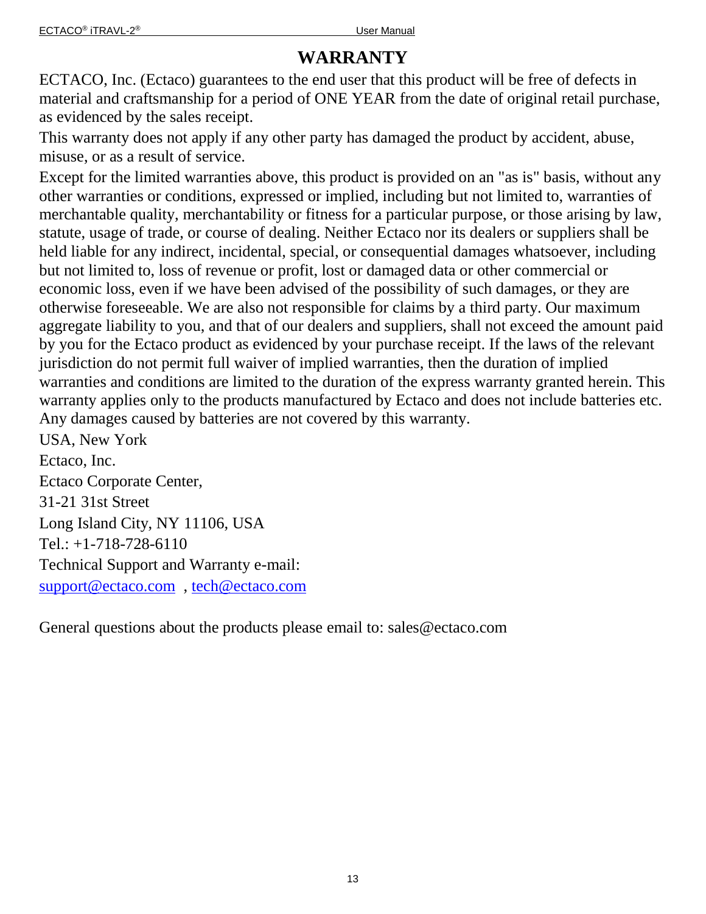# WARRANTY

ECTACO, Inc. (Ectaco) guarantees to the end user that this product will be free of defects in material and craftsmanship for a period of ONE YEAR from the date of original retail purchase, as evidenced by the sales receipt.

This warranty does not apply if any other party has damaged the product by accident, abuse, misuse, or as a result of service.

Except for the limited warranties above, this product is provided on an "as is" basis, without any other warranties or conditions, expressed or implied, including but not limited to, warranties of merchantable quality, merchantability or fitness for a particular purpose, or those arising by law, statute, usage of trade, or course of dealing. Neither Ectaco nor its dealers or suppliers shall be held liable for any indirect, incidental, special, or consequential damages whatsoever, including but not limited to, loss of revenue or profit, lost or damaged data or other commercial or economic loss, even if we have been advised of the possibility of such damages, or they are otherwise foreseeable. We are also not responsible for claims by a third party. Our maximum aggregate liability to you, and that of our dealers and suppliers, shall not exceed the amount paid by you for the Ectaco product as evidenced by your purchase receipt. If the laws of the relevant jurisdiction do not permit full waiver of implied warranties, then the duration of implied warranties and conditions are limited to the duration of the express warranty granted herein. This warranty applies only to the products manufactured by Ectaco and does not include batteries etc. Any damages caused by batteries are not covered by this warranty.

USA, New York

Ectaco, Inc.

Ectaco Corporate Center,

31-21 31st Street

Long Island City, NY 11106, USA

Tel.: +1-718-728-6110

Technical Support and Warranty e-mail:

support@ectaco.com , tech@ectaco.com

General questions about the products please email to: sales@ectaco.com